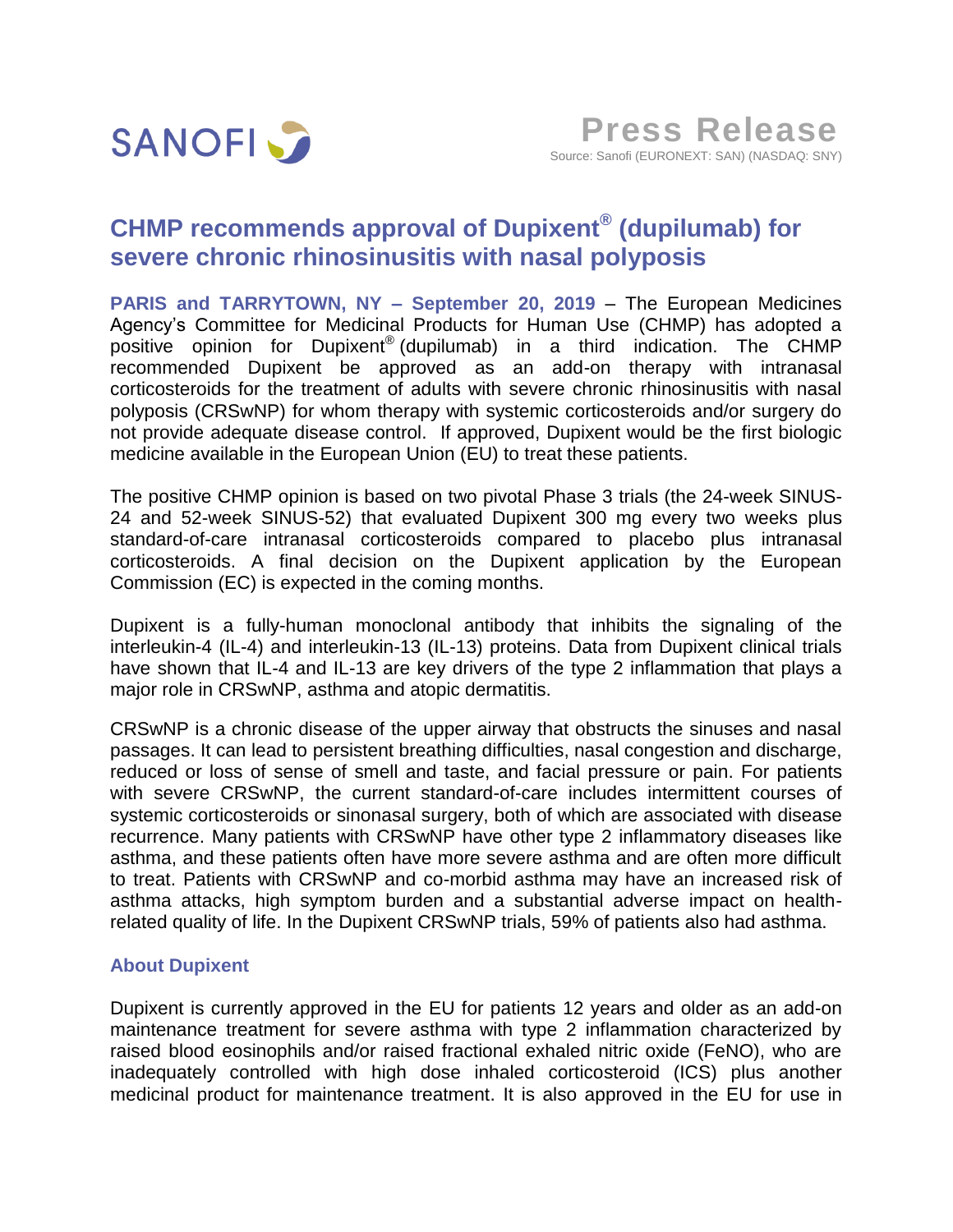SANOFI

**Press Release**

Source: Sanofi (EURONEXT: SAN) (NASDAQ: SNY)

# CHMP recommends approval of Dupixent® (dupilumab) for severe chronic rhinosinusitis with nasal polyposis

**PARIS and TARRYTOWN, NY – September 20, 2019** – The European Medicines Agency's Committee for Medicinal Products for Human Use (CHMP) has adopted a positive opinion for Dupixent® (dupilumab) in a third indication. The CHMP recommended Dupixent be approved as an add-on therapy with intranasal corticosteroids for the treatment of adults with severe chronic rhinosinusitis with nasal polyposis (CRSwNP) for whom therapy with systemic corticosteroids and/or surgery do not provide adequate disease control. If approved, Dupixent would be the first biologic medicine available in the European Union (EU) to treat these patients.

The positive CHMP opinion is based on two pivotal Phase 3 trials (the 24-week SINUS-24 and 52-week SINUS-52) that evaluated Dupixent 300 mg every two weeks plus standard-of-care intranasal corticosteroids compared to placebo plus intranasal corticosteroids. A final decision on the Dupixent application by the European Commission (EC) is expected in the coming months.

Dupixent is a fully-human monoclonal antibody that inhibits the signaling of the interleukin-4 (IL-4) and interleukin-13 (IL-13) proteins. Data from Dupixent clinical trials have shown that IL-4 and IL-13 are key drivers of the type 2 inflammation that plays a major role in CRSwNP, asthma and atopic dermatitis.

CRSwNP is a chronic disease of the upper airway that obstructs the sinuses and nasal passages. It can lead to persistent breathing difficulties, nasal congestion and discharge, reduced or loss of sense of smell and taste, and facial pressure or pain. For patients with severe CRSwNP, the current standard-of-care includes intermittent courses of systemic corticosteroids or sinonasal surgery, both of which are associated with disease recurrence. Many patients with CRSwNP have other type 2 inflammatory diseases like asthma, and these patients often have more severe asthma and are often more difficult to treat. Patients with CRSwNP and co-morbid asthma may have an increased risk of asthma attacks, high symptom burden and a substantial adverse impact on health-related quality of life. In the Dupixent CRSwNP trials, 59% of patients also had asthma.

## About Dupixent

Dupixent is currently approved in the EU for patients 12 years and older as an add-on maintenance treatment for severe asthma with type 2 inflammation characterized by raised blood eosinophils and/or raised fractional exhaled nitric oxide (FeNO), who are inadequately controlled with high dose inhaled corticosteroid (ICS) plus another medicinal product for maintenance treatment. It is also approved in the EU for use in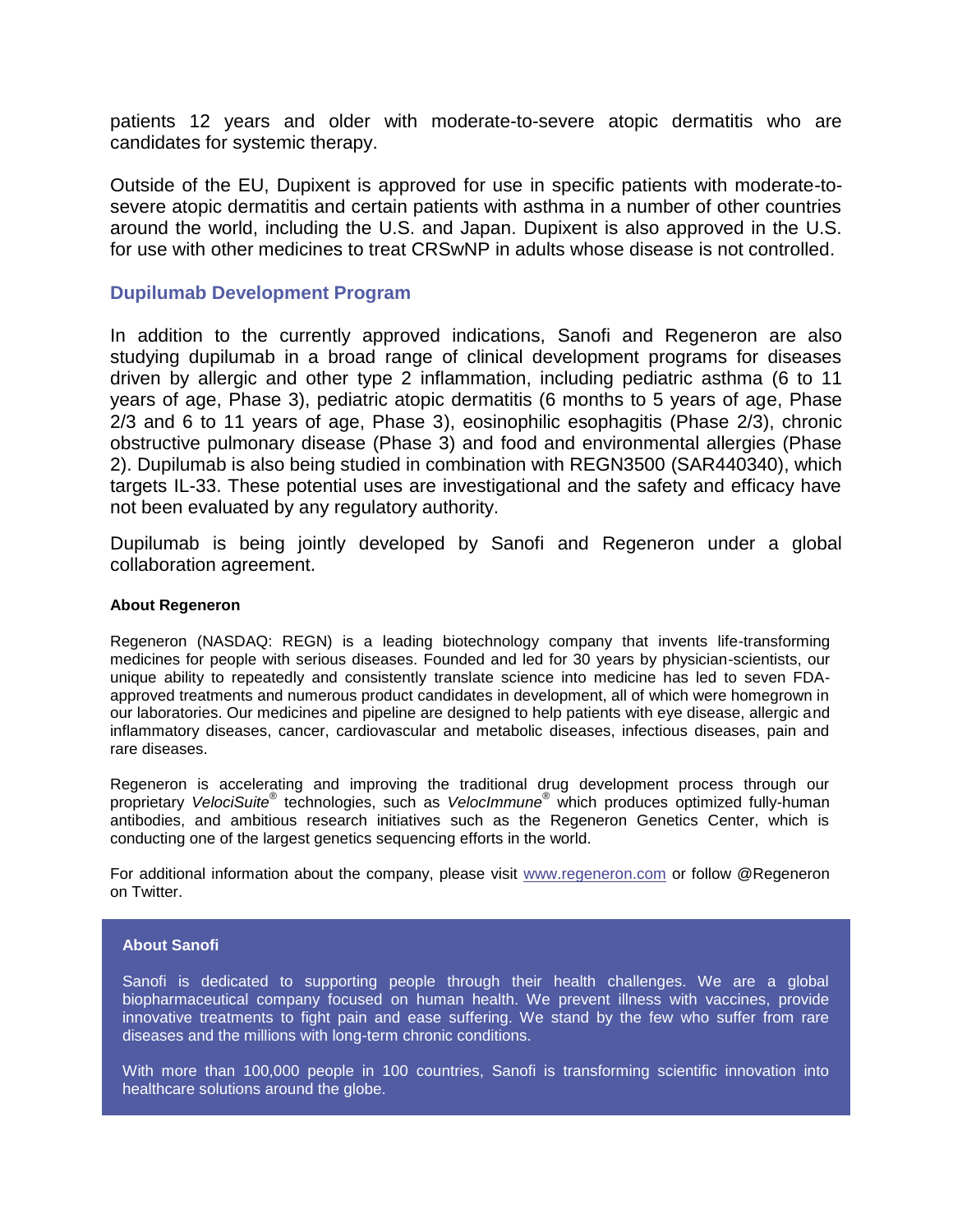patients 12 years and older with moderate-to-severe atopic dermatitis who are candidates for systemic therapy.

Outside of the EU, Dupixent is approved for use in specific patients with moderate-to-severe atopic dermatitis and certain patients with asthma in a number of other countries around the world, including the U.S. and Japan. Dupixent is also approved in the U.S. for use with other medicines to treat CRSwNP in adults whose disease is not controlled.

### Dupilumab Development Program

In addition to the currently approved indications, Sanofi and Regeneron are also studying dupilumab in a broad range of clinical development programs for diseases driven by allergic and other type 2 inflammation, including pediatric asthma (6 to 11 years of age, Phase 3), pediatric atopic dermatitis (6 months to 5 years of age, Phase 2/3 and 6 to 11 years of age, Phase 3), eosinophilic esophagitis (Phase 2/3), chronic obstructive pulmonary disease (Phase 3) and food and environmental allergies (Phase 2). Dupilumab is also being studied in combination with REGN3500 (SAR440340), which targets IL-33. These potential uses are investigational and the safety and efficacy have not been evaluated by any regulatory authority.

Dupilumab is being jointly developed by Sanofi and Regeneron under a global collaboration agreement.

#### About Regeneron

Regeneron (NASDAQ: REGN) is a leading biotechnology company that invents life-transforming medicines for people with serious diseases. Founded and led for 30 years by physician-scientists, our unique ability to repeatedly and consistently translate science into medicine has led to seven FDA-approved treatments and numerous product candidates in development, all of which were homegrown in our laboratories. Our medicines and pipeline are designed to help patients with eye disease, allergic and inflammatory diseases, cancer, cardiovascular and metabolic diseases, infectious diseases, pain and rare diseases.

Regeneron is accelerating and improving the traditional drug development process through our proprietary *VelociSuite*® technologies, such as *VelocImmune*® which produces optimized fully-human antibodies, and ambitious research initiatives such as the Regeneron Genetics Center, which is conducting one of the largest genetics sequencing efforts in the world.

For additional information about the company, please visit [www.regeneron.com](http://www.regeneron.com) or follow @Regeneron on Twitter.

#### About Sanofi

Sanofi is dedicated to supporting people through their health challenges. We are a global biopharmaceutical company focused on human health. We prevent illness with vaccines, provide innovative treatments to fight pain and ease suffering. We stand by the few who suffer from rare diseases and the millions with long-term chronic conditions.

With more than 100,000 people in 100 countries, Sanofi is transforming scientific innovation into healthcare solutions around the globe.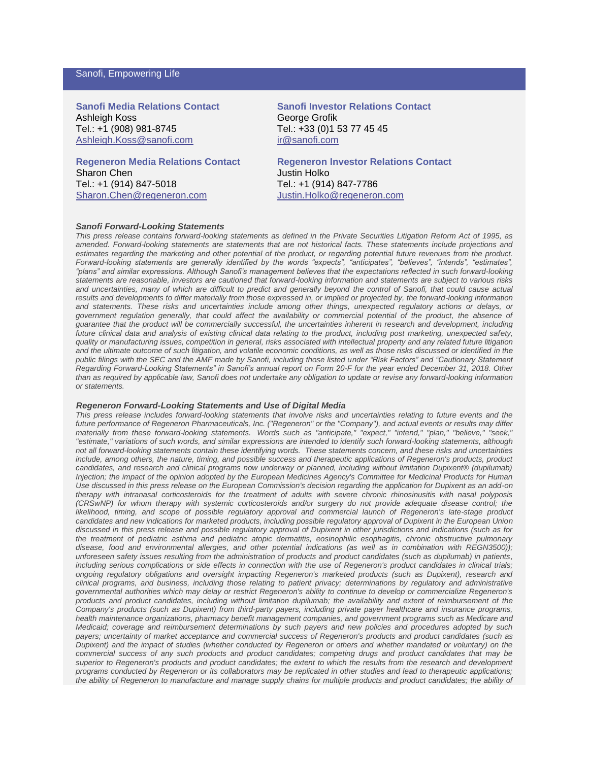Sanofi, Empowering Life

**Sanofi Media Relations Contact**
Ashleigh Koss
Tel.: +1 (908) 981-8745
Ashleigh.Koss@sanofi.com

**Sanofi Investor Relations Contact**
George Grofik
Tel.: +33 (0)1 53 77 45 45
ir@sanofi.com

**Regeneron Media Relations Contact**
Sharon Chen
Tel.: +1 (914) 847-5018
Sharon.Chen@regeneron.com

**Regeneron Investor Relations Contact**
Justin Holko
Tel.: +1 (914) 847-7786
Justin.Holko@regeneron.com

***Sanofi Forward-Looking Statements***

*This press release contains forward-looking statements as defined in the Private Securities Litigation Reform Act of 1995, as amended. Forward-looking statements are statements that are not historical facts. These statements include projections and estimates regarding the marketing and other potential of the product, or regarding potential future revenues from the product. Forward-looking statements are generally identified by the words "expects", "anticipates", "believes", "intends", "estimates", "plans" and similar expressions. Although Sanofi's management believes that the expectations reflected in such forward-looking statements are reasonable, investors are cautioned that forward-looking information and statements are subject to various risks and uncertainties, many of which are difficult to predict and generally beyond the control of Sanofi, that could cause actual results and developments to differ materially from those expressed in, or implied or projected by, the forward-looking information and statements. These risks and uncertainties include among other things, unexpected regulatory actions or delays, or government regulation generally, that could affect the availability or commercial potential of the product, the absence of guarantee that the product will be commercially successful, the uncertainties inherent in research and development, including future clinical data and analysis of existing clinical data relating to the product, including post marketing, unexpected safety, quality or manufacturing issues, competition in general, risks associated with intellectual property and any related future litigation and the ultimate outcome of such litigation, and volatile economic conditions, as well as those risks discussed or identified in the public filings with the SEC and the AMF made by Sanofi, including those listed under "Risk Factors" and "Cautionary Statement Regarding Forward-Looking Statements" in Sanofi's annual report on Form 20-F for the year ended December 31, 2018. Other than as required by applicable law, Sanofi does not undertake any obligation to update or revise any forward-looking information or statements.*

***Regeneron Forward-Looking Statements and Use of Digital Media***

*This press release includes forward-looking statements that involve risks and uncertainties relating to future events and the future performance of Regeneron Pharmaceuticals, Inc. ("Regeneron" or the "Company"), and actual events or results may differ materially from these forward-looking statements. Words such as "anticipate," "expect," "intend," "plan," "believe," "seek," "estimate," variations of such words, and similar expressions are intended to identify such forward-looking statements, although not all forward-looking statements contain these identifying words. These statements concern, and these risks and uncertainties include, among others, the nature, timing, and possible success and therapeutic applications of Regeneron's products, product candidates, and research and clinical programs now underway or planned, including without limitation Dupixent® (dupilumab) Injection; the impact of the opinion adopted by the European Medicines Agency's Committee for Medicinal Products for Human Use discussed in this press release on the European Commission's decision regarding the application for Dupixent as an add-on therapy with intranasal corticosteroids for the treatment of adults with severe chronic rhinosinusitis with nasal polyposis (CRSwNP) for whom therapy with systemic corticosteroids and/or surgery do not provide adequate disease control; the likelihood, timing, and scope of possible regulatory approval and commercial launch of Regeneron's late-stage product candidates and new indications for marketed products, including possible regulatory approval of Dupixent in the European Union discussed in this press release and possible regulatory approval of Dupixent in other jurisdictions and indications (such as for the treatment of pediatric asthma and pediatric atopic dermatitis, eosinophilic esophagitis, chronic obstructive pulmonary disease, food and environmental allergies, and other potential indications (as well as in combination with REGN3500)); unforeseen safety issues resulting from the administration of products and product candidates (such as dupilumab) in patients, including serious complications or side effects in connection with the use of Regeneron's product candidates in clinical trials; ongoing regulatory obligations and oversight impacting Regeneron's marketed products (such as Dupixent), research and clinical programs, and business, including those relating to patient privacy; determinations by regulatory and administrative governmental authorities which may delay or restrict Regeneron's ability to continue to develop or commercialize Regeneron's products and product candidates, including without limitation dupilumab; the availability and extent of reimbursement of the Company's products (such as Dupixent) from third-party payers, including private payer healthcare and insurance programs, health maintenance organizations, pharmacy benefit management companies, and government programs such as Medicare and Medicaid; coverage and reimbursement determinations by such payers and new policies and procedures adopted by such payers; uncertainty of market acceptance and commercial success of Regeneron's products and product candidates (such as Dupixent) and the impact of studies (whether conducted by Regeneron or others and whether mandated or voluntary) on the commercial success of any such products and product candidates; competing drugs and product candidates that may be superior to Regeneron's products and product candidates; the extent to which the results from the research and development programs conducted by Regeneron or its collaborators may be replicated in other studies and lead to therapeutic applications; the ability of Regeneron to manufacture and manage supply chains for multiple products and product candidates; the ability of*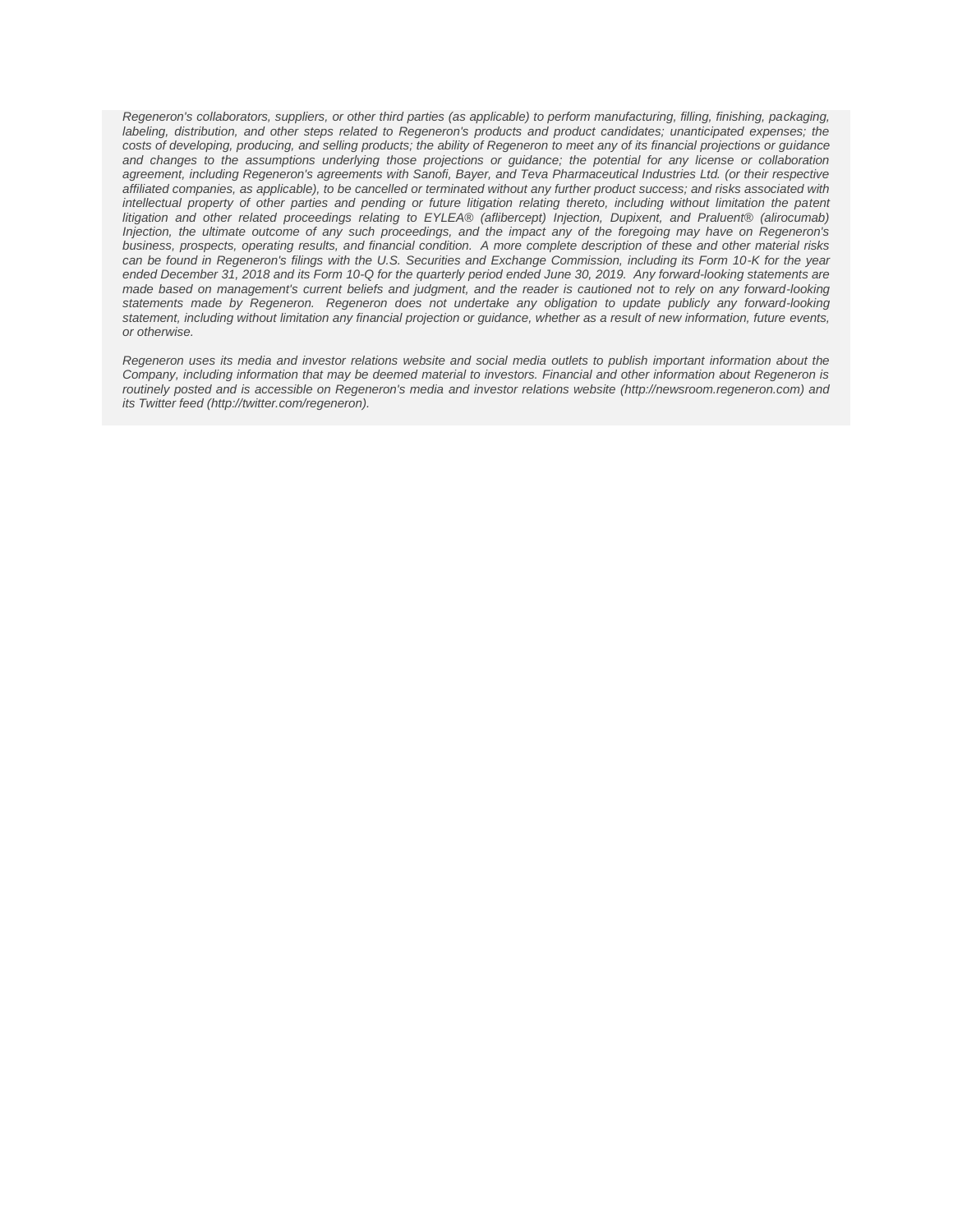*Regeneron's collaborators, suppliers, or other third parties (as applicable) to perform manufacturing, filling, finishing, packaging, labeling, distribution, and other steps related to Regeneron's products and product candidates; unanticipated expenses; the costs of developing, producing, and selling products; the ability of Regeneron to meet any of its financial projections or guidance and changes to the assumptions underlying those projections or guidance; the potential for any license or collaboration agreement, including Regeneron's agreements with Sanofi, Bayer, and Teva Pharmaceutical Industries Ltd. (or their respective affiliated companies, as applicable), to be cancelled or terminated without any further product success; and risks associated with intellectual property of other parties and pending or future litigation relating thereto, including without limitation the patent litigation and other related proceedings relating to EYLEA® (aflibercept) Injection, Dupixent, and Praluent® (alirocumab) Injection, the ultimate outcome of any such proceedings, and the impact any of the foregoing may have on Regeneron's business, prospects, operating results, and financial condition. A more complete description of these and other material risks can be found in Regeneron's filings with the U.S. Securities and Exchange Commission, including its Form 10-K for the year ended December 31, 2018 and its Form 10-Q for the quarterly period ended June 30, 2019. Any forward-looking statements are made based on management's current beliefs and judgment, and the reader is cautioned not to rely on any forward-looking statements made by Regeneron. Regeneron does not undertake any obligation to update publicly any forward-looking statement, including without limitation any financial projection or guidance, whether as a result of new information, future events, or otherwise.*

*Regeneron uses its media and investor relations website and social media outlets to publish important information about the Company, including information that may be deemed material to investors. Financial and other information about Regeneron is routinely posted and is accessible on Regeneron's media and investor relations website (http://newsroom.regeneron.com) and its Twitter feed (http://twitter.com/regeneron).*